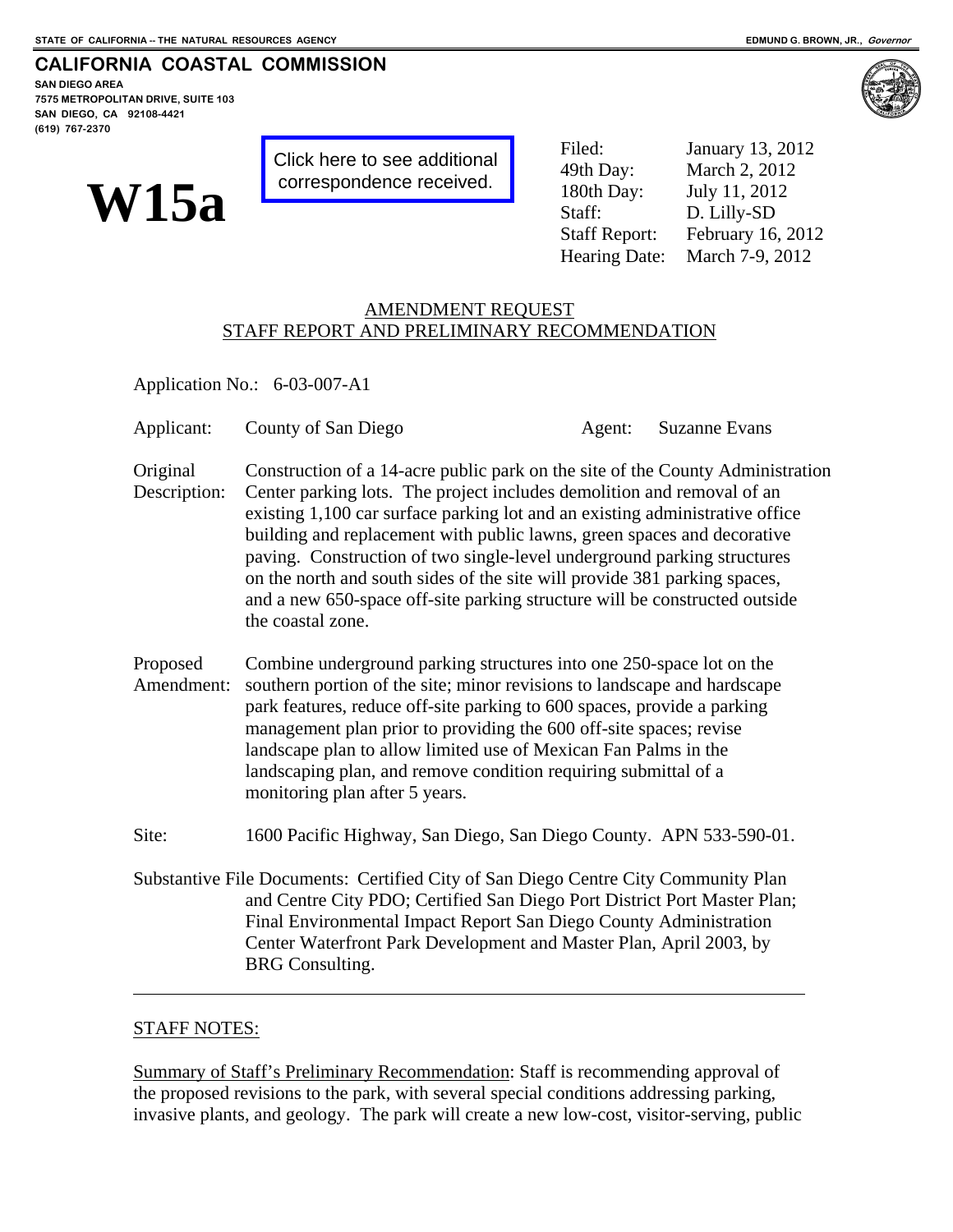STATE OF CALIFORNIA -- THE NATURAL RESOURCES AGENCY — EDMUND G. BROWN, JR., *Governor*

**CALIFORNIA COASTAL COMMISSION**
SAN DIEGO AREA
7575 METROPOLITAN DRIVE, SUITE 103
SAN DIEGO, CA 92108-4421
(619) 767-2370

# W15a

Click here to see additional correspondence received.

| | |
|---|---|
| Filed: | January 13, 2012 |
| 49th Day: | March 2, 2012 |
| 180th Day: | July 11, 2012 |
| Staff: | D. Lilly-SD |
| Staff Report: | February 16, 2012 |
| Hearing Date: | March 7-9, 2012 |

## AMENDMENT REQUEST
## STAFF REPORT AND PRELIMINARY RECOMMENDATION

Application No.: 6-03-007-A1

Applicant: County of San Diego  Agent: Suzanne Evans

Original Description: Construction of a 14-acre public park on the site of the County Administration Center parking lots. The project includes demolition and removal of an existing 1,100 car surface parking lot and an existing administrative office building and replacement with public lawns, green spaces and decorative paving. Construction of two single-level underground parking structures on the north and south sides of the site will provide 381 parking spaces, and a new 650-space off-site parking structure will be constructed outside the coastal zone.

Proposed Amendment: Combine underground parking structures into one 250-space lot on the southern portion of the site; minor revisions to landscape and hardscape park features, reduce off-site parking to 600 spaces, provide a parking management plan prior to providing the 600 off-site spaces; revise landscape plan to allow limited use of Mexican Fan Palms in the landscaping plan, and remove condition requiring submittal of a monitoring plan after 5 years.

Site: 1600 Pacific Highway, San Diego, San Diego County. APN 533-590-01.

Substantive File Documents: Certified City of San Diego Centre City Community Plan and Centre City PDO; Certified San Diego Port District Port Master Plan; Final Environmental Impact Report San Diego County Administration Center Waterfront Park Development and Master Plan, April 2003, by BRG Consulting.

---

STAFF NOTES:

Summary of Staff's Preliminary Recommendation: Staff is recommending approval of the proposed revisions to the park, with several special conditions addressing parking, invasive plants, and geology. The park will create a new low-cost, visitor-serving, public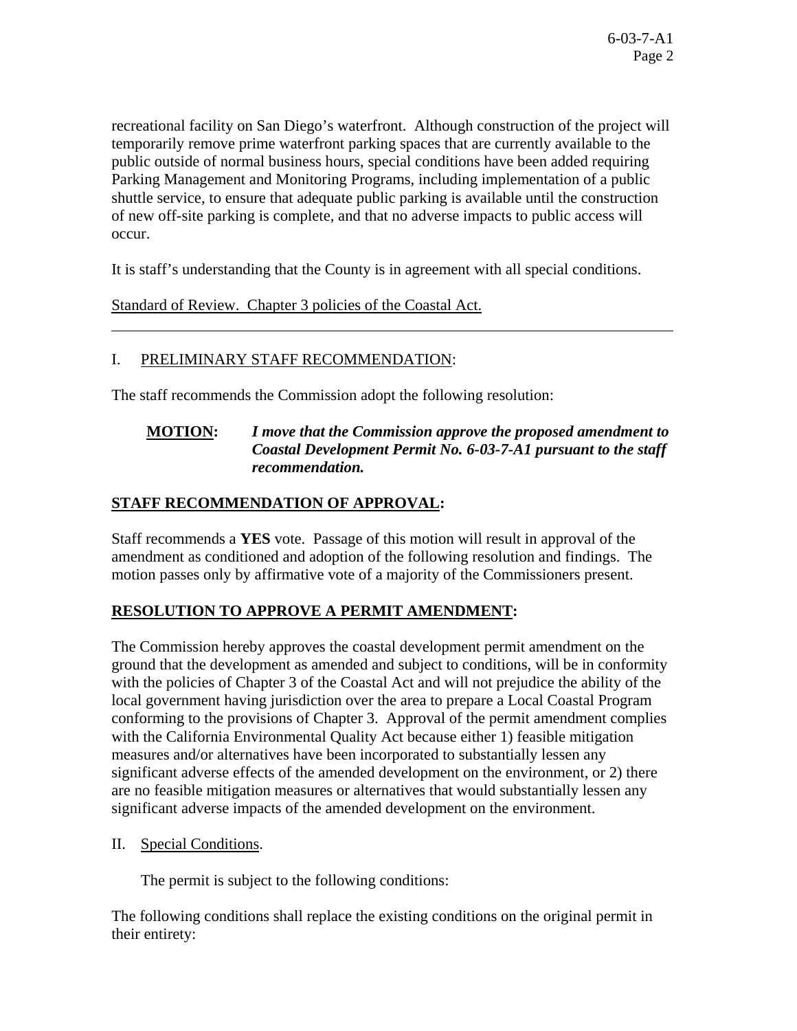recreational facility on San Diego's waterfront. Although construction of the project will temporarily remove prime waterfront parking spaces that are currently available to the public outside of normal business hours, special conditions have been added requiring Parking Management and Monitoring Programs, including implementation of a public shuttle service, to ensure that adequate public parking is available until the construction of new off-site parking is complete, and that no adverse impacts to public access will occur.

It is staff's understanding that the County is in agreement with all special conditions.

Standard of Review. Chapter 3 policies of the Coastal Act.

---

I. PRELIMINARY STAFF RECOMMENDATION:

The staff recommends the Commission adopt the following resolution:

**MOTION:** ***I move that the Commission approve the proposed amendment to Coastal Development Permit No. 6-03-7-A1 pursuant to the staff recommendation.***

**STAFF RECOMMENDATION OF APPROVAL:**

Staff recommends a **YES** vote. Passage of this motion will result in approval of the amendment as conditioned and adoption of the following resolution and findings. The motion passes only by affirmative vote of a majority of the Commissioners present.

**RESOLUTION TO APPROVE A PERMIT AMENDMENT:**

The Commission hereby approves the coastal development permit amendment on the ground that the development as amended and subject to conditions, will be in conformity with the policies of Chapter 3 of the Coastal Act and will not prejudice the ability of the local government having jurisdiction over the area to prepare a Local Coastal Program conforming to the provisions of Chapter 3. Approval of the permit amendment complies with the California Environmental Quality Act because either 1) feasible mitigation measures and/or alternatives have been incorporated to substantially lessen any significant adverse effects of the amended development on the environment, or 2) there are no feasible mitigation measures or alternatives that would substantially lessen any significant adverse impacts of the amended development on the environment.

II. Special Conditions.

The permit is subject to the following conditions:

The following conditions shall replace the existing conditions on the original permit in their entirety: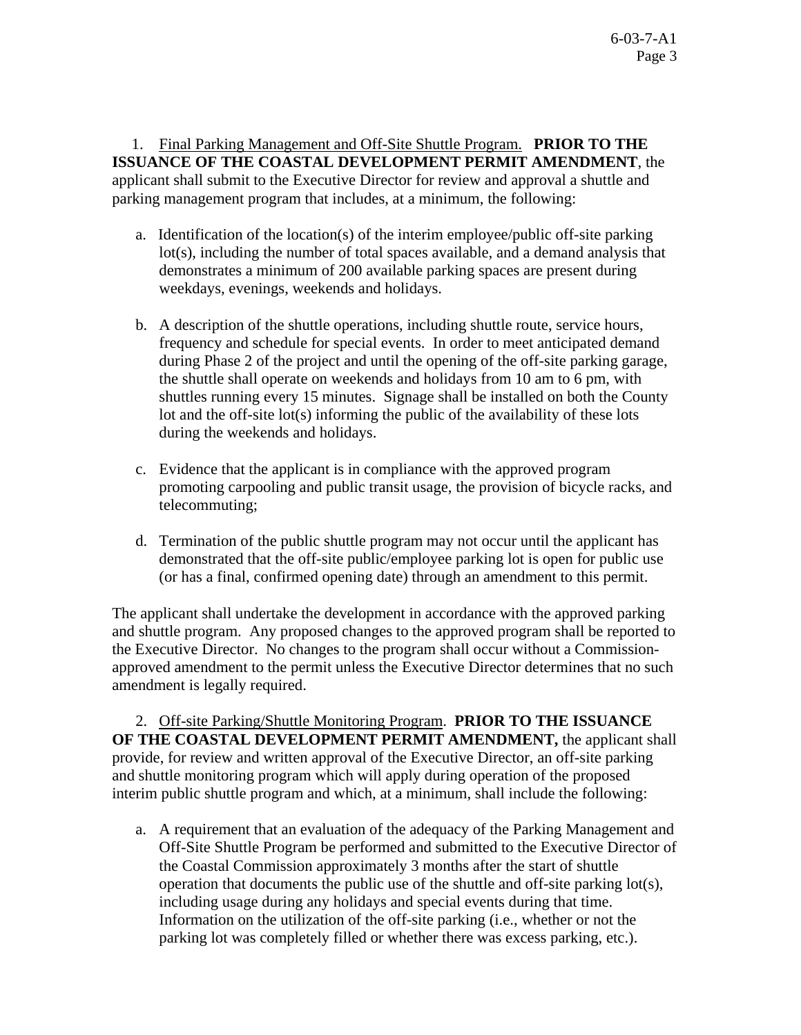1. Final Parking Management and Off-Site Shuttle Program. **PRIOR TO THE ISSUANCE OF THE COASTAL DEVELOPMENT PERMIT AMENDMENT**, the applicant shall submit to the Executive Director for review and approval a shuttle and parking management program that includes, at a minimum, the following:

   a. Identification of the location(s) of the interim employee/public off-site parking lot(s), including the number of total spaces available, and a demand analysis that demonstrates a minimum of 200 available parking spaces are present during weekdays, evenings, weekends and holidays.

   b. A description of the shuttle operations, including shuttle route, service hours, frequency and schedule for special events. In order to meet anticipated demand during Phase 2 of the project and until the opening of the off-site parking garage, the shuttle shall operate on weekends and holidays from 10 am to 6 pm, with shuttles running every 15 minutes. Signage shall be installed on both the County lot and the off-site lot(s) informing the public of the availability of these lots during the weekends and holidays.

   c. Evidence that the applicant is in compliance with the approved program promoting carpooling and public transit usage, the provision of bicycle racks, and telecommuting;

   d. Termination of the public shuttle program may not occur until the applicant has demonstrated that the off-site public/employee parking lot is open for public use (or has a final, confirmed opening date) through an amendment to this permit.

The applicant shall undertake the development in accordance with the approved parking and shuttle program. Any proposed changes to the approved program shall be reported to the Executive Director. No changes to the program shall occur without a Commission-approved amendment to the permit unless the Executive Director determines that no such amendment is legally required.

2. Off-site Parking/Shuttle Monitoring Program. **PRIOR TO THE ISSUANCE OF THE COASTAL DEVELOPMENT PERMIT AMENDMENT,** the applicant shall provide, for review and written approval of the Executive Director, an off-site parking and shuttle monitoring program which will apply during operation of the proposed interim public shuttle program and which, at a minimum, shall include the following:

   a. A requirement that an evaluation of the adequacy of the Parking Management and Off-Site Shuttle Program be performed and submitted to the Executive Director of the Coastal Commission approximately 3 months after the start of shuttle operation that documents the public use of the shuttle and off-site parking lot(s), including usage during any holidays and special events during that time. Information on the utilization of the off-site parking (i.e., whether or not the parking lot was completely filled or whether there was excess parking, etc.).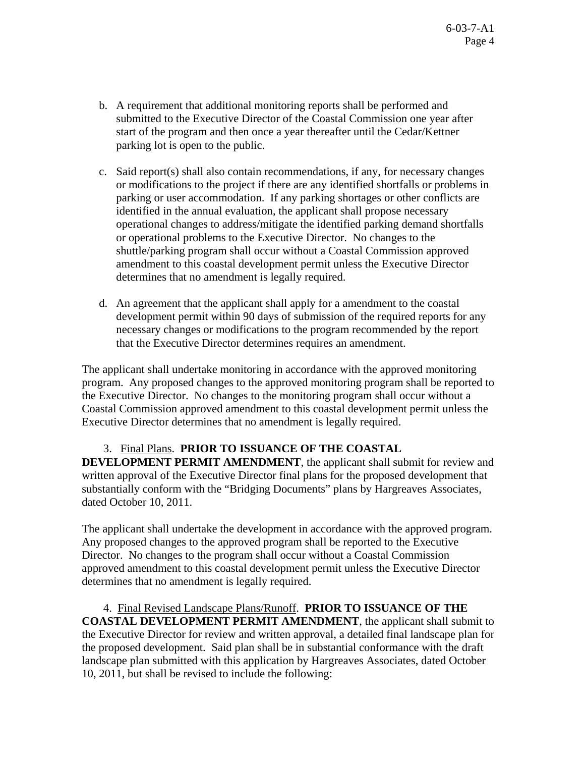b. A requirement that additional monitoring reports shall be performed and submitted to the Executive Director of the Coastal Commission one year after start of the program and then once a year thereafter until the Cedar/Kettner parking lot is open to the public.

c. Said report(s) shall also contain recommendations, if any, for necessary changes or modifications to the project if there are any identified shortfalls or problems in parking or user accommodation. If any parking shortages or other conflicts are identified in the annual evaluation, the applicant shall propose necessary operational changes to address/mitigate the identified parking demand shortfalls or operational problems to the Executive Director. No changes to the shuttle/parking program shall occur without a Coastal Commission approved amendment to this coastal development permit unless the Executive Director determines that no amendment is legally required.

d. An agreement that the applicant shall apply for a amendment to the coastal development permit within 90 days of submission of the required reports for any necessary changes or modifications to the program recommended by the report that the Executive Director determines requires an amendment.

The applicant shall undertake monitoring in accordance with the approved monitoring program. Any proposed changes to the approved monitoring program shall be reported to the Executive Director. No changes to the monitoring program shall occur without a Coastal Commission approved amendment to this coastal development permit unless the Executive Director determines that no amendment is legally required.

3. Final Plans. **PRIOR TO ISSUANCE OF THE COASTAL DEVELOPMENT PERMIT AMENDMENT**, the applicant shall submit for review and written approval of the Executive Director final plans for the proposed development that substantially conform with the "Bridging Documents" plans by Hargreaves Associates, dated October 10, 2011.

The applicant shall undertake the development in accordance with the approved program. Any proposed changes to the approved program shall be reported to the Executive Director. No changes to the program shall occur without a Coastal Commission approved amendment to this coastal development permit unless the Executive Director determines that no amendment is legally required.

4. Final Revised Landscape Plans/Runoff. **PRIOR TO ISSUANCE OF THE COASTAL DEVELOPMENT PERMIT AMENDMENT**, the applicant shall submit to the Executive Director for review and written approval, a detailed final landscape plan for the proposed development. Said plan shall be in substantial conformance with the draft landscape plan submitted with this application by Hargreaves Associates, dated October 10, 2011, but shall be revised to include the following: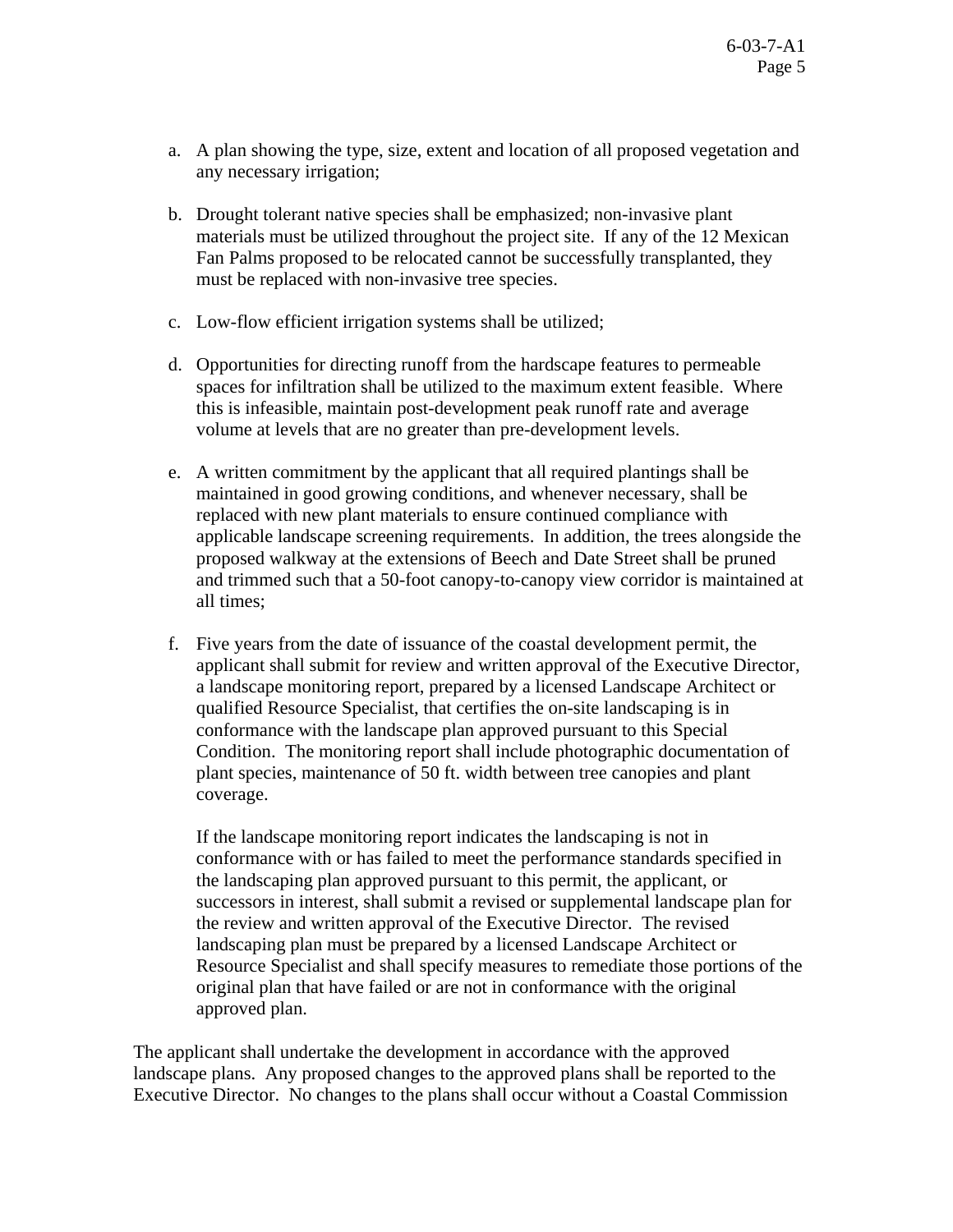a. A plan showing the type, size, extent and location of all proposed vegetation and any necessary irrigation;

b. Drought tolerant native species shall be emphasized; non-invasive plant materials must be utilized throughout the project site. If any of the 12 Mexican Fan Palms proposed to be relocated cannot be successfully transplanted, they must be replaced with non-invasive tree species.

c. Low-flow efficient irrigation systems shall be utilized;

d. Opportunities for directing runoff from the hardscape features to permeable spaces for infiltration shall be utilized to the maximum extent feasible. Where this is infeasible, maintain post-development peak runoff rate and average volume at levels that are no greater than pre-development levels.

e. A written commitment by the applicant that all required plantings shall be maintained in good growing conditions, and whenever necessary, shall be replaced with new plant materials to ensure continued compliance with applicable landscape screening requirements. In addition, the trees alongside the proposed walkway at the extensions of Beech and Date Street shall be pruned and trimmed such that a 50-foot canopy-to-canopy view corridor is maintained at all times;

f. Five years from the date of issuance of the coastal development permit, the applicant shall submit for review and written approval of the Executive Director, a landscape monitoring report, prepared by a licensed Landscape Architect or qualified Resource Specialist, that certifies the on-site landscaping is in conformance with the landscape plan approved pursuant to this Special Condition. The monitoring report shall include photographic documentation of plant species, maintenance of 50 ft. width between tree canopies and plant coverage.

   If the landscape monitoring report indicates the landscaping is not in conformance with or has failed to meet the performance standards specified in the landscaping plan approved pursuant to this permit, the applicant, or successors in interest, shall submit a revised or supplemental landscape plan for the review and written approval of the Executive Director. The revised landscaping plan must be prepared by a licensed Landscape Architect or Resource Specialist and shall specify measures to remediate those portions of the original plan that have failed or are not in conformance with the original approved plan.

The applicant shall undertake the development in accordance with the approved landscape plans. Any proposed changes to the approved plans shall be reported to the Executive Director. No changes to the plans shall occur without a Coastal Commission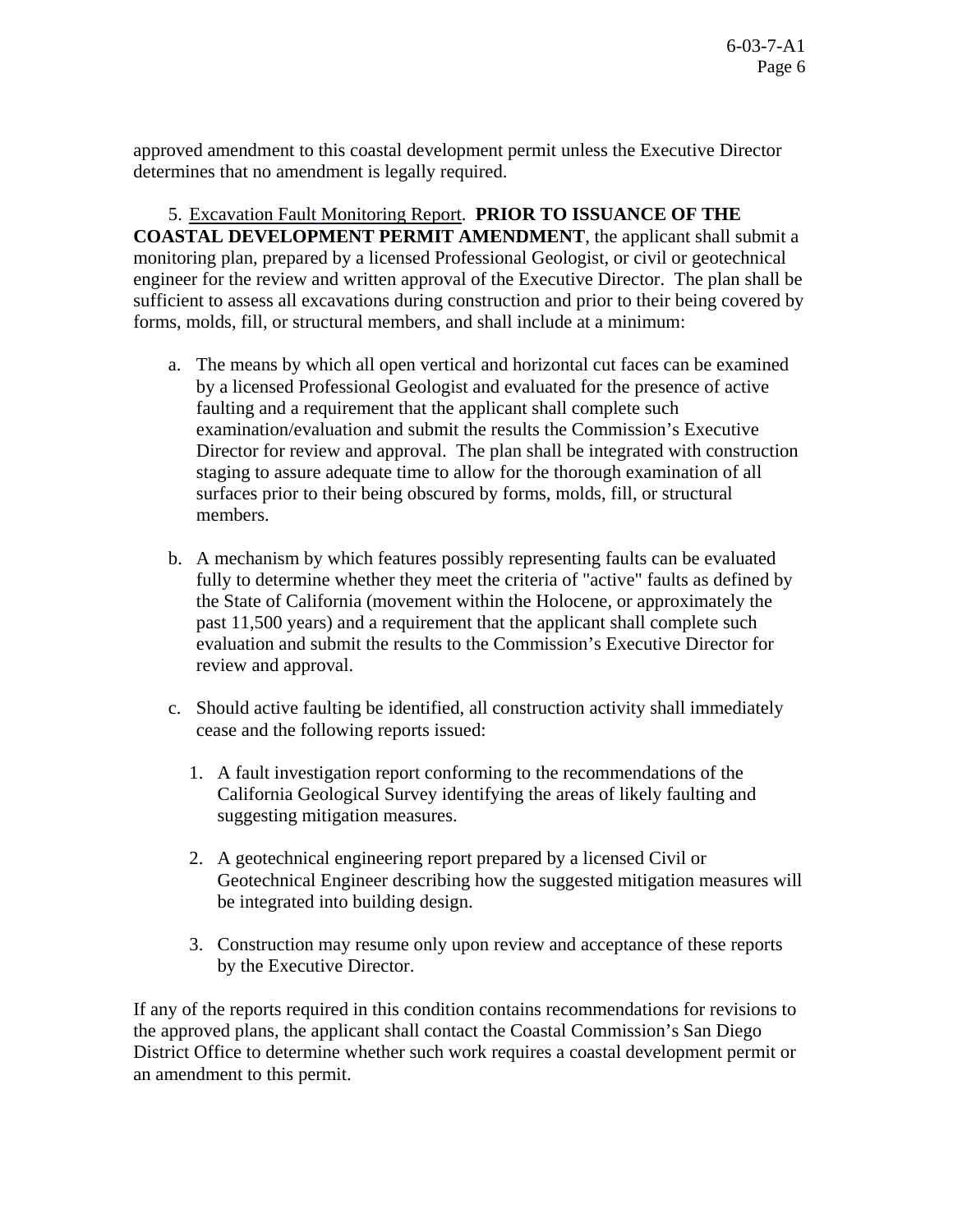approved amendment to this coastal development permit unless the Executive Director determines that no amendment is legally required.

5. Excavation Fault Monitoring Report. **PRIOR TO ISSUANCE OF THE COASTAL DEVELOPMENT PERMIT AMENDMENT**, the applicant shall submit a monitoring plan, prepared by a licensed Professional Geologist, or civil or geotechnical engineer for the review and written approval of the Executive Director. The plan shall be sufficient to assess all excavations during construction and prior to their being covered by forms, molds, fill, or structural members, and shall include at a minimum:

a. The means by which all open vertical and horizontal cut faces can be examined by a licensed Professional Geologist and evaluated for the presence of active faulting and a requirement that the applicant shall complete such examination/evaluation and submit the results the Commission's Executive Director for review and approval. The plan shall be integrated with construction staging to assure adequate time to allow for the thorough examination of all surfaces prior to their being obscured by forms, molds, fill, or structural members.

b. A mechanism by which features possibly representing faults can be evaluated fully to determine whether they meet the criteria of "active" faults as defined by the State of California (movement within the Holocene, or approximately the past 11,500 years) and a requirement that the applicant shall complete such evaluation and submit the results to the Commission's Executive Director for review and approval.

c. Should active faulting be identified, all construction activity shall immediately cease and the following reports issued:

   1. A fault investigation report conforming to the recommendations of the California Geological Survey identifying the areas of likely faulting and suggesting mitigation measures.

   2. A geotechnical engineering report prepared by a licensed Civil or Geotechnical Engineer describing how the suggested mitigation measures will be integrated into building design.

   3. Construction may resume only upon review and acceptance of these reports by the Executive Director.

If any of the reports required in this condition contains recommendations for revisions to the approved plans, the applicant shall contact the Coastal Commission's San Diego District Office to determine whether such work requires a coastal development permit or an amendment to this permit.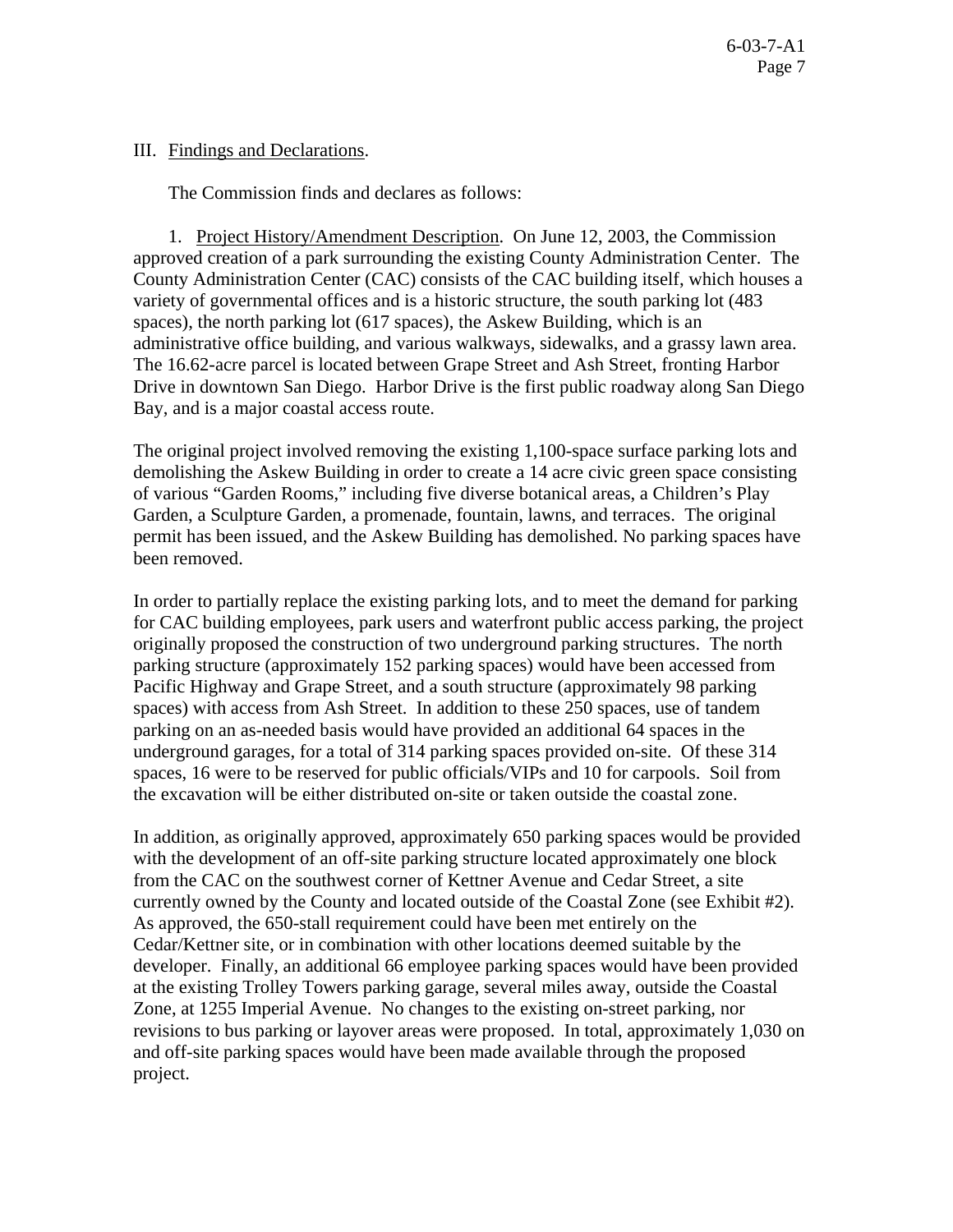III. Findings and Declarations.

The Commission finds and declares as follows:

1. Project History/Amendment Description. On June 12, 2003, the Commission approved creation of a park surrounding the existing County Administration Center. The County Administration Center (CAC) consists of the CAC building itself, which houses a variety of governmental offices and is a historic structure, the south parking lot (483 spaces), the north parking lot (617 spaces), the Askew Building, which is an administrative office building, and various walkways, sidewalks, and a grassy lawn area. The 16.62-acre parcel is located between Grape Street and Ash Street, fronting Harbor Drive in downtown San Diego. Harbor Drive is the first public roadway along San Diego Bay, and is a major coastal access route.

The original project involved removing the existing 1,100-space surface parking lots and demolishing the Askew Building in order to create a 14 acre civic green space consisting of various "Garden Rooms," including five diverse botanical areas, a Children's Play Garden, a Sculpture Garden, a promenade, fountain, lawns, and terraces. The original permit has been issued, and the Askew Building has demolished. No parking spaces have been removed.

In order to partially replace the existing parking lots, and to meet the demand for parking for CAC building employees, park users and waterfront public access parking, the project originally proposed the construction of two underground parking structures. The north parking structure (approximately 152 parking spaces) would have been accessed from Pacific Highway and Grape Street, and a south structure (approximately 98 parking spaces) with access from Ash Street. In addition to these 250 spaces, use of tandem parking on an as-needed basis would have provided an additional 64 spaces in the underground garages, for a total of 314 parking spaces provided on-site. Of these 314 spaces, 16 were to be reserved for public officials/VIPs and 10 for carpools. Soil from the excavation will be either distributed on-site or taken outside the coastal zone.

In addition, as originally approved, approximately 650 parking spaces would be provided with the development of an off-site parking structure located approximately one block from the CAC on the southwest corner of Kettner Avenue and Cedar Street, a site currently owned by the County and located outside of the Coastal Zone (see Exhibit #2). As approved, the 650-stall requirement could have been met entirely on the Cedar/Kettner site, or in combination with other locations deemed suitable by the developer. Finally, an additional 66 employee parking spaces would have been provided at the existing Trolley Towers parking garage, several miles away, outside the Coastal Zone, at 1255 Imperial Avenue. No changes to the existing on-street parking, nor revisions to bus parking or layover areas were proposed. In total, approximately 1,030 on and off-site parking spaces would have been made available through the proposed project.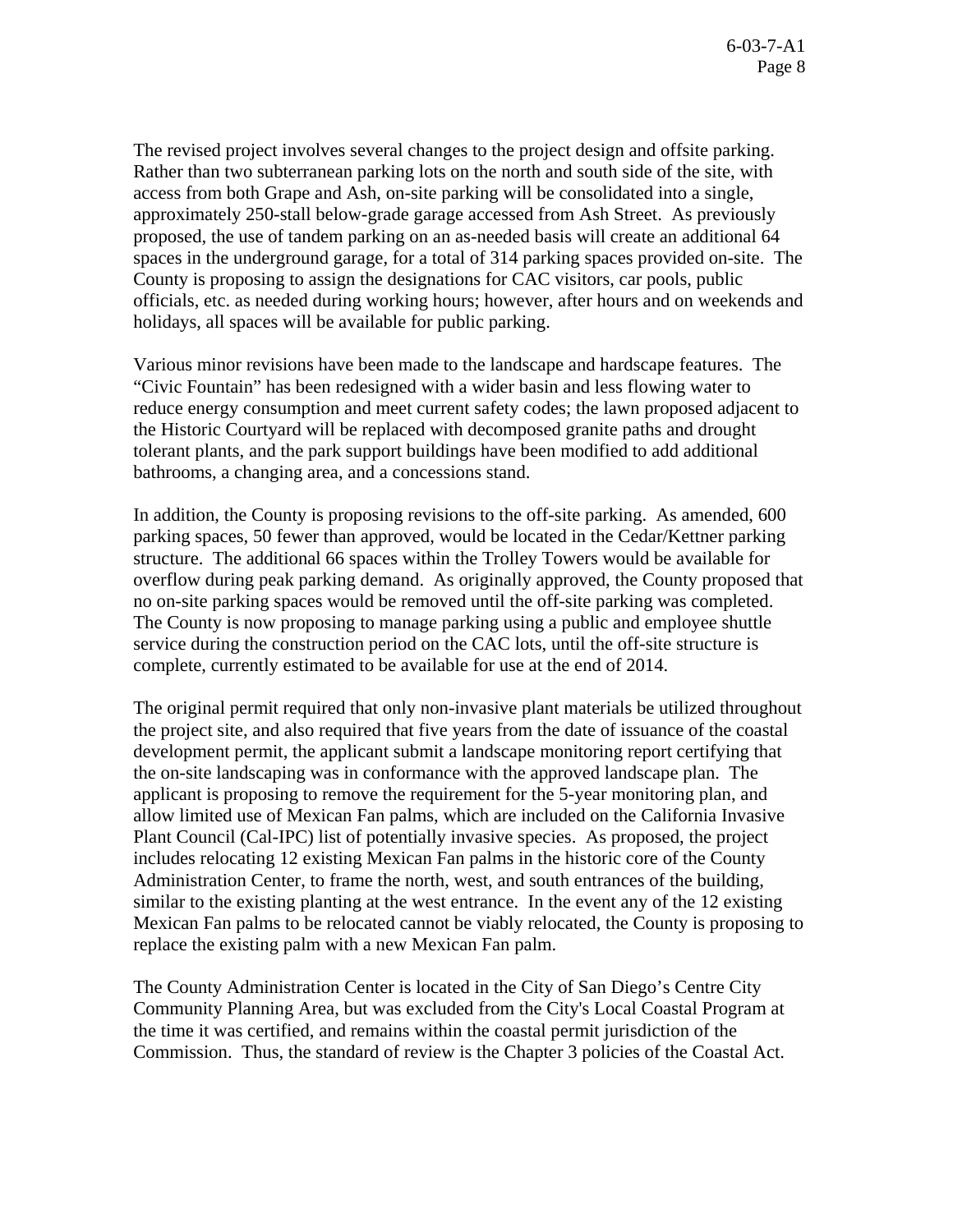The revised project involves several changes to the project design and offsite parking. Rather than two subterranean parking lots on the north and south side of the site, with access from both Grape and Ash, on-site parking will be consolidated into a single, approximately 250-stall below-grade garage accessed from Ash Street. As previously proposed, the use of tandem parking on an as-needed basis will create an additional 64 spaces in the underground garage, for a total of 314 parking spaces provided on-site. The County is proposing to assign the designations for CAC visitors, car pools, public officials, etc. as needed during working hours; however, after hours and on weekends and holidays, all spaces will be available for public parking.

Various minor revisions have been made to the landscape and hardscape features. The "Civic Fountain" has been redesigned with a wider basin and less flowing water to reduce energy consumption and meet current safety codes; the lawn proposed adjacent to the Historic Courtyard will be replaced with decomposed granite paths and drought tolerant plants, and the park support buildings have been modified to add additional bathrooms, a changing area, and a concessions stand.

In addition, the County is proposing revisions to the off-site parking. As amended, 600 parking spaces, 50 fewer than approved, would be located in the Cedar/Kettner parking structure. The additional 66 spaces within the Trolley Towers would be available for overflow during peak parking demand. As originally approved, the County proposed that no on-site parking spaces would be removed until the off-site parking was completed. The County is now proposing to manage parking using a public and employee shuttle service during the construction period on the CAC lots, until the off-site structure is complete, currently estimated to be available for use at the end of 2014.

The original permit required that only non-invasive plant materials be utilized throughout the project site, and also required that five years from the date of issuance of the coastal development permit, the applicant submit a landscape monitoring report certifying that the on-site landscaping was in conformance with the approved landscape plan. The applicant is proposing to remove the requirement for the 5-year monitoring plan, and allow limited use of Mexican Fan palms, which are included on the California Invasive Plant Council (Cal-IPC) list of potentially invasive species. As proposed, the project includes relocating 12 existing Mexican Fan palms in the historic core of the County Administration Center, to frame the north, west, and south entrances of the building, similar to the existing planting at the west entrance. In the event any of the 12 existing Mexican Fan palms to be relocated cannot be viably relocated, the County is proposing to replace the existing palm with a new Mexican Fan palm.

The County Administration Center is located in the City of San Diego's Centre City Community Planning Area, but was excluded from the City's Local Coastal Program at the time it was certified, and remains within the coastal permit jurisdiction of the Commission. Thus, the standard of review is the Chapter 3 policies of the Coastal Act.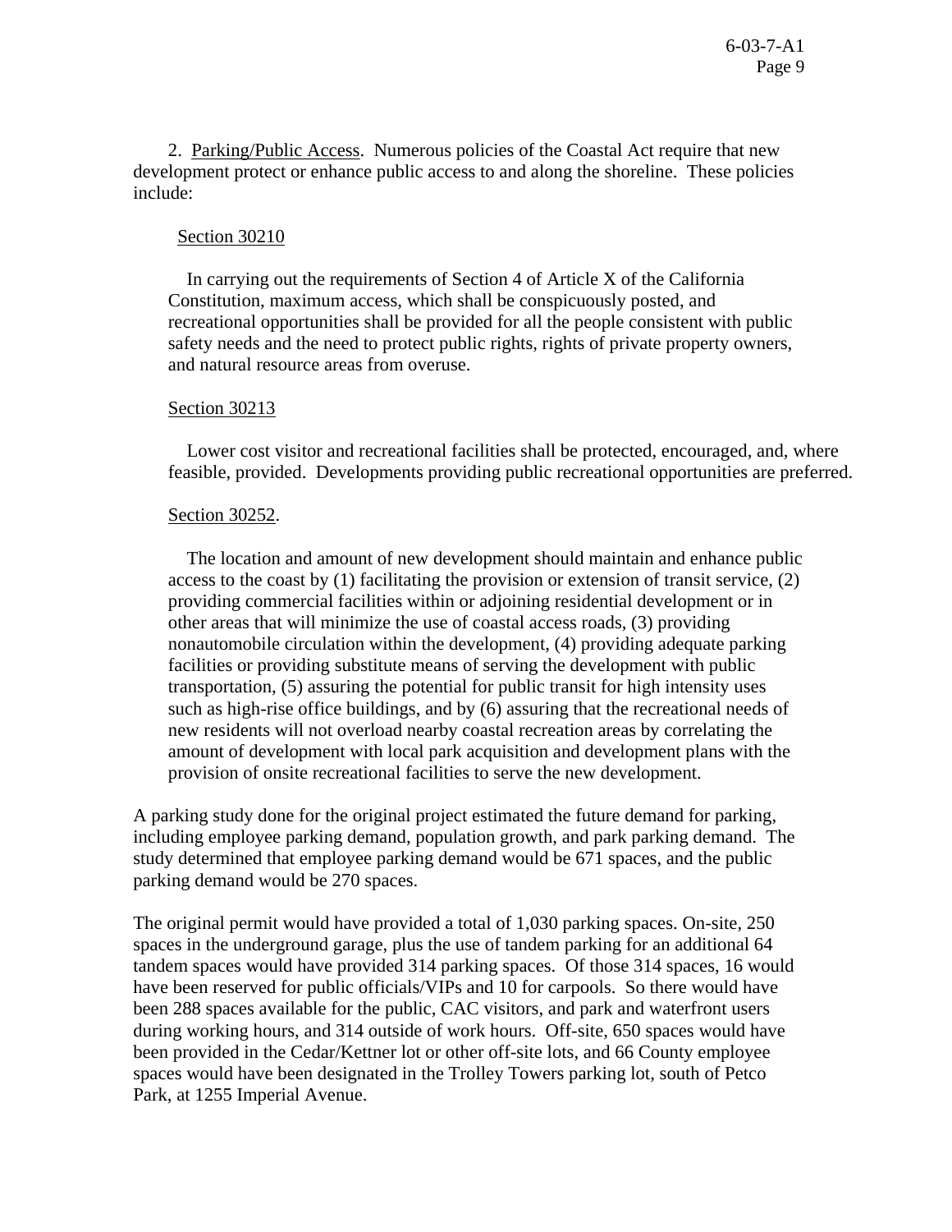2. Parking/Public Access. Numerous policies of the Coastal Act require that new development protect or enhance public access to and along the shoreline. These policies include:

Section 30210

> In carrying out the requirements of Section 4 of Article X of the California Constitution, maximum access, which shall be conspicuously posted, and recreational opportunities shall be provided for all the people consistent with public safety needs and the need to protect public rights, rights of private property owners, and natural resource areas from overuse.

Section 30213

> Lower cost visitor and recreational facilities shall be protected, encouraged, and, where feasible, provided. Developments providing public recreational opportunities are preferred.

Section 30252.

> The location and amount of new development should maintain and enhance public access to the coast by (1) facilitating the provision or extension of transit service, (2) providing commercial facilities within or adjoining residential development or in other areas that will minimize the use of coastal access roads, (3) providing nonautomobile circulation within the development, (4) providing adequate parking facilities or providing substitute means of serving the development with public transportation, (5) assuring the potential for public transit for high intensity uses such as high-rise office buildings, and by (6) assuring that the recreational needs of new residents will not overload nearby coastal recreation areas by correlating the amount of development with local park acquisition and development plans with the provision of onsite recreational facilities to serve the new development.

A parking study done for the original project estimated the future demand for parking, including employee parking demand, population growth, and park parking demand. The study determined that employee parking demand would be 671 spaces, and the public parking demand would be 270 spaces.

The original permit would have provided a total of 1,030 parking spaces. On-site, 250 spaces in the underground garage, plus the use of tandem parking for an additional 64 tandem spaces would have provided 314 parking spaces. Of those 314 spaces, 16 would have been reserved for public officials/VIPs and 10 for carpools. So there would have been 288 spaces available for the public, CAC visitors, and park and waterfront users during working hours, and 314 outside of work hours. Off-site, 650 spaces would have been provided in the Cedar/Kettner lot or other off-site lots, and 66 County employee spaces would have been designated in the Trolley Towers parking lot, south of Petco Park, at 1255 Imperial Avenue.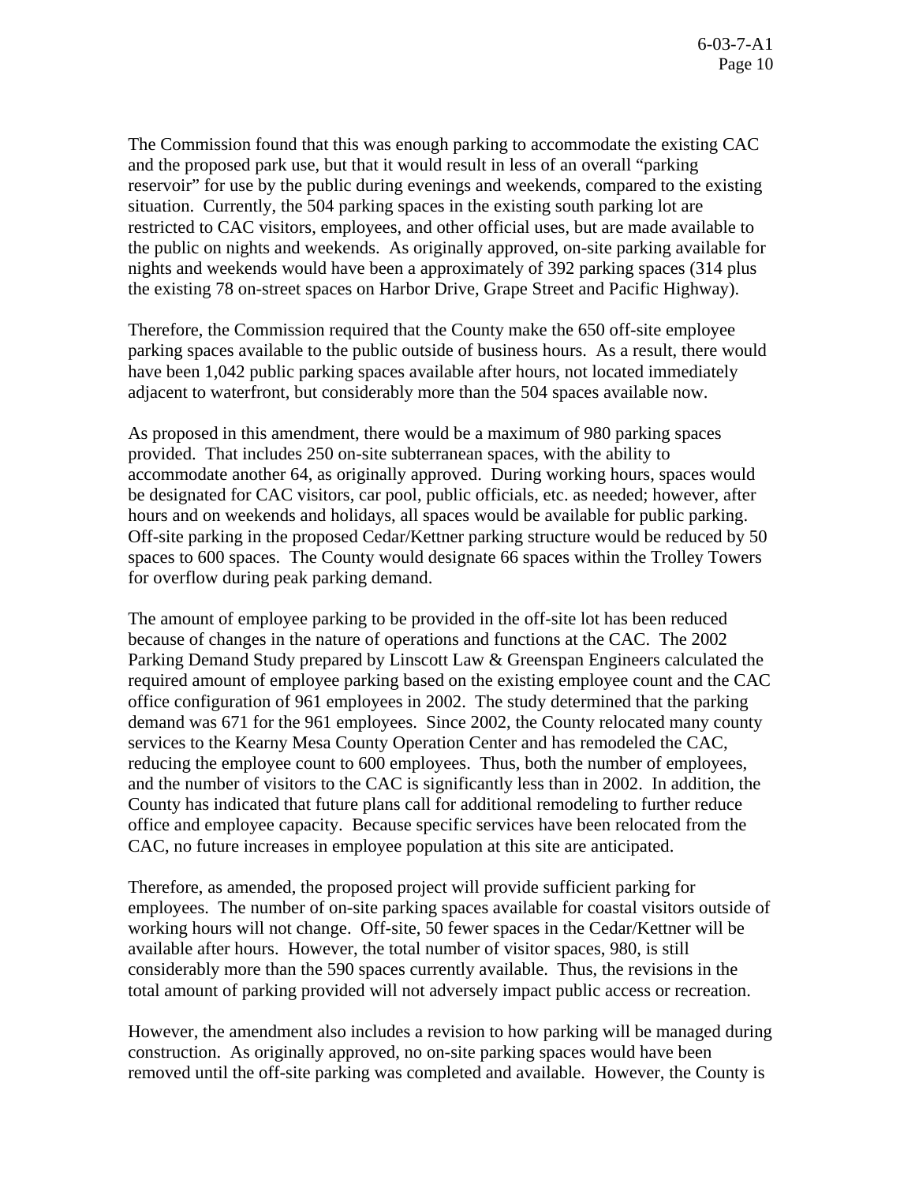The Commission found that this was enough parking to accommodate the existing CAC and the proposed park use, but that it would result in less of an overall "parking reservoir" for use by the public during evenings and weekends, compared to the existing situation. Currently, the 504 parking spaces in the existing south parking lot are restricted to CAC visitors, employees, and other official uses, but are made available to the public on nights and weekends. As originally approved, on-site parking available for nights and weekends would have been a approximately of 392 parking spaces (314 plus the existing 78 on-street spaces on Harbor Drive, Grape Street and Pacific Highway).

Therefore, the Commission required that the County make the 650 off-site employee parking spaces available to the public outside of business hours. As a result, there would have been 1,042 public parking spaces available after hours, not located immediately adjacent to waterfront, but considerably more than the 504 spaces available now.

As proposed in this amendment, there would be a maximum of 980 parking spaces provided. That includes 250 on-site subterranean spaces, with the ability to accommodate another 64, as originally approved. During working hours, spaces would be designated for CAC visitors, car pool, public officials, etc. as needed; however, after hours and on weekends and holidays, all spaces would be available for public parking. Off-site parking in the proposed Cedar/Kettner parking structure would be reduced by 50 spaces to 600 spaces. The County would designate 66 spaces within the Trolley Towers for overflow during peak parking demand.

The amount of employee parking to be provided in the off-site lot has been reduced because of changes in the nature of operations and functions at the CAC. The 2002 Parking Demand Study prepared by Linscott Law & Greenspan Engineers calculated the required amount of employee parking based on the existing employee count and the CAC office configuration of 961 employees in 2002. The study determined that the parking demand was 671 for the 961 employees. Since 2002, the County relocated many county services to the Kearny Mesa County Operation Center and has remodeled the CAC, reducing the employee count to 600 employees. Thus, both the number of employees, and the number of visitors to the CAC is significantly less than in 2002. In addition, the County has indicated that future plans call for additional remodeling to further reduce office and employee capacity. Because specific services have been relocated from the CAC, no future increases in employee population at this site are anticipated.

Therefore, as amended, the proposed project will provide sufficient parking for employees. The number of on-site parking spaces available for coastal visitors outside of working hours will not change. Off-site, 50 fewer spaces in the Cedar/Kettner will be available after hours. However, the total number of visitor spaces, 980, is still considerably more than the 590 spaces currently available. Thus, the revisions in the total amount of parking provided will not adversely impact public access or recreation.

However, the amendment also includes a revision to how parking will be managed during construction. As originally approved, no on-site parking spaces would have been removed until the off-site parking was completed and available. However, the County is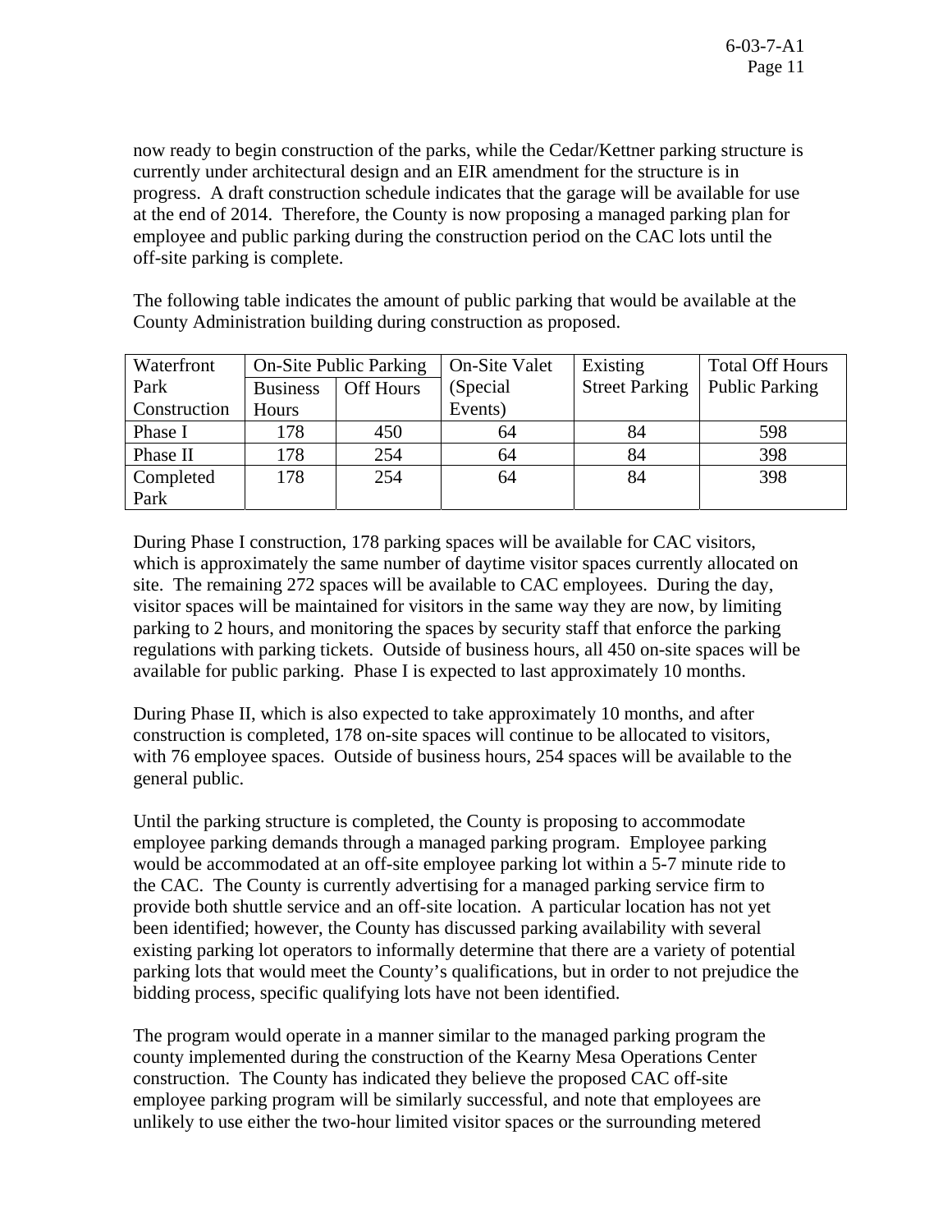now ready to begin construction of the parks, while the Cedar/Kettner parking structure is currently under architectural design and an EIR amendment for the structure is in progress. A draft construction schedule indicates that the garage will be available for use at the end of 2014. Therefore, the County is now proposing a managed parking plan for employee and public parking during the construction period on the CAC lots until the off-site parking is complete.

The following table indicates the amount of public parking that would be available at the County Administration building during construction as proposed.

| Waterfront Park Construction | On-Site Public Parking | | On-Site Valet (Special Events) | Existing Street Parking | Total Off Hours Public Parking |
|---|---|---|---|---|---|
| | Business Hours | Off Hours | | | |
| Phase I | 178 | 450 | 64 | 84 | 598 |
| Phase II | 178 | 254 | 64 | 84 | 398 |
| Completed Park | 178 | 254 | 64 | 84 | 398 |

During Phase I construction, 178 parking spaces will be available for CAC visitors, which is approximately the same number of daytime visitor spaces currently allocated on site. The remaining 272 spaces will be available to CAC employees. During the day, visitor spaces will be maintained for visitors in the same way they are now, by limiting parking to 2 hours, and monitoring the spaces by security staff that enforce the parking regulations with parking tickets. Outside of business hours, all 450 on-site spaces will be available for public parking. Phase I is expected to last approximately 10 months.

During Phase II, which is also expected to take approximately 10 months, and after construction is completed, 178 on-site spaces will continue to be allocated to visitors, with 76 employee spaces. Outside of business hours, 254 spaces will be available to the general public.

Until the parking structure is completed, the County is proposing to accommodate employee parking demands through a managed parking program. Employee parking would be accommodated at an off-site employee parking lot within a 5-7 minute ride to the CAC. The County is currently advertising for a managed parking service firm to provide both shuttle service and an off-site location. A particular location has not yet been identified; however, the County has discussed parking availability with several existing parking lot operators to informally determine that there are a variety of potential parking lots that would meet the County's qualifications, but in order to not prejudice the bidding process, specific qualifying lots have not been identified.

The program would operate in a manner similar to the managed parking program the county implemented during the construction of the Kearny Mesa Operations Center construction. The County has indicated they believe the proposed CAC off-site employee parking program will be similarly successful, and note that employees are unlikely to use either the two-hour limited visitor spaces or the surrounding metered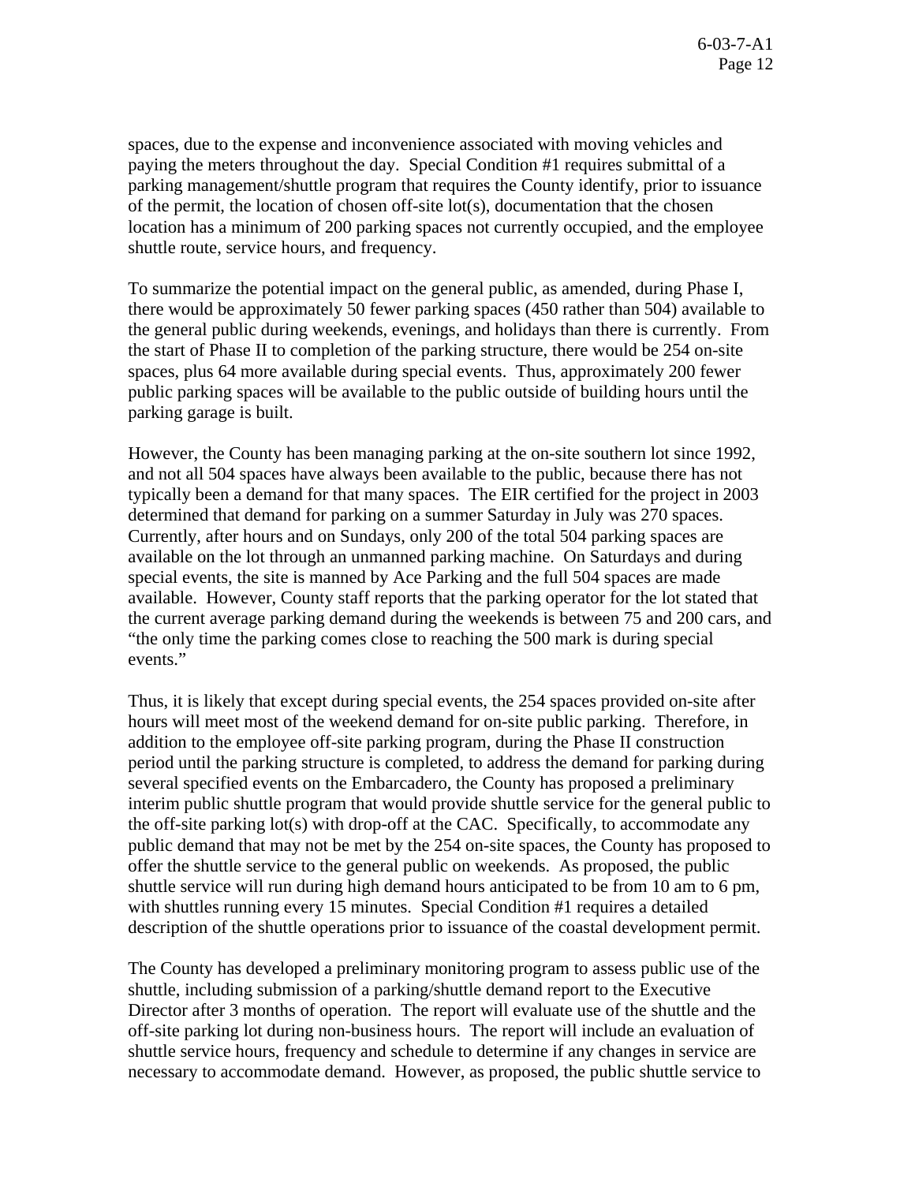spaces, due to the expense and inconvenience associated with moving vehicles and paying the meters throughout the day. Special Condition #1 requires submittal of a parking management/shuttle program that requires the County identify, prior to issuance of the permit, the location of chosen off-site lot(s), documentation that the chosen location has a minimum of 200 parking spaces not currently occupied, and the employee shuttle route, service hours, and frequency.

To summarize the potential impact on the general public, as amended, during Phase I, there would be approximately 50 fewer parking spaces (450 rather than 504) available to the general public during weekends, evenings, and holidays than there is currently. From the start of Phase II to completion of the parking structure, there would be 254 on-site spaces, plus 64 more available during special events. Thus, approximately 200 fewer public parking spaces will be available to the public outside of building hours until the parking garage is built.

However, the County has been managing parking at the on-site southern lot since 1992, and not all 504 spaces have always been available to the public, because there has not typically been a demand for that many spaces. The EIR certified for the project in 2003 determined that demand for parking on a summer Saturday in July was 270 spaces. Currently, after hours and on Sundays, only 200 of the total 504 parking spaces are available on the lot through an unmanned parking machine. On Saturdays and during special events, the site is manned by Ace Parking and the full 504 spaces are made available. However, County staff reports that the parking operator for the lot stated that the current average parking demand during the weekends is between 75 and 200 cars, and "the only time the parking comes close to reaching the 500 mark is during special events."

Thus, it is likely that except during special events, the 254 spaces provided on-site after hours will meet most of the weekend demand for on-site public parking. Therefore, in addition to the employee off-site parking program, during the Phase II construction period until the parking structure is completed, to address the demand for parking during several specified events on the Embarcadero, the County has proposed a preliminary interim public shuttle program that would provide shuttle service for the general public to the off-site parking lot(s) with drop-off at the CAC. Specifically, to accommodate any public demand that may not be met by the 254 on-site spaces, the County has proposed to offer the shuttle service to the general public on weekends. As proposed, the public shuttle service will run during high demand hours anticipated to be from 10 am to 6 pm, with shuttles running every 15 minutes. Special Condition #1 requires a detailed description of the shuttle operations prior to issuance of the coastal development permit.

The County has developed a preliminary monitoring program to assess public use of the shuttle, including submission of a parking/shuttle demand report to the Executive Director after 3 months of operation. The report will evaluate use of the shuttle and the off-site parking lot during non-business hours. The report will include an evaluation of shuttle service hours, frequency and schedule to determine if any changes in service are necessary to accommodate demand. However, as proposed, the public shuttle service to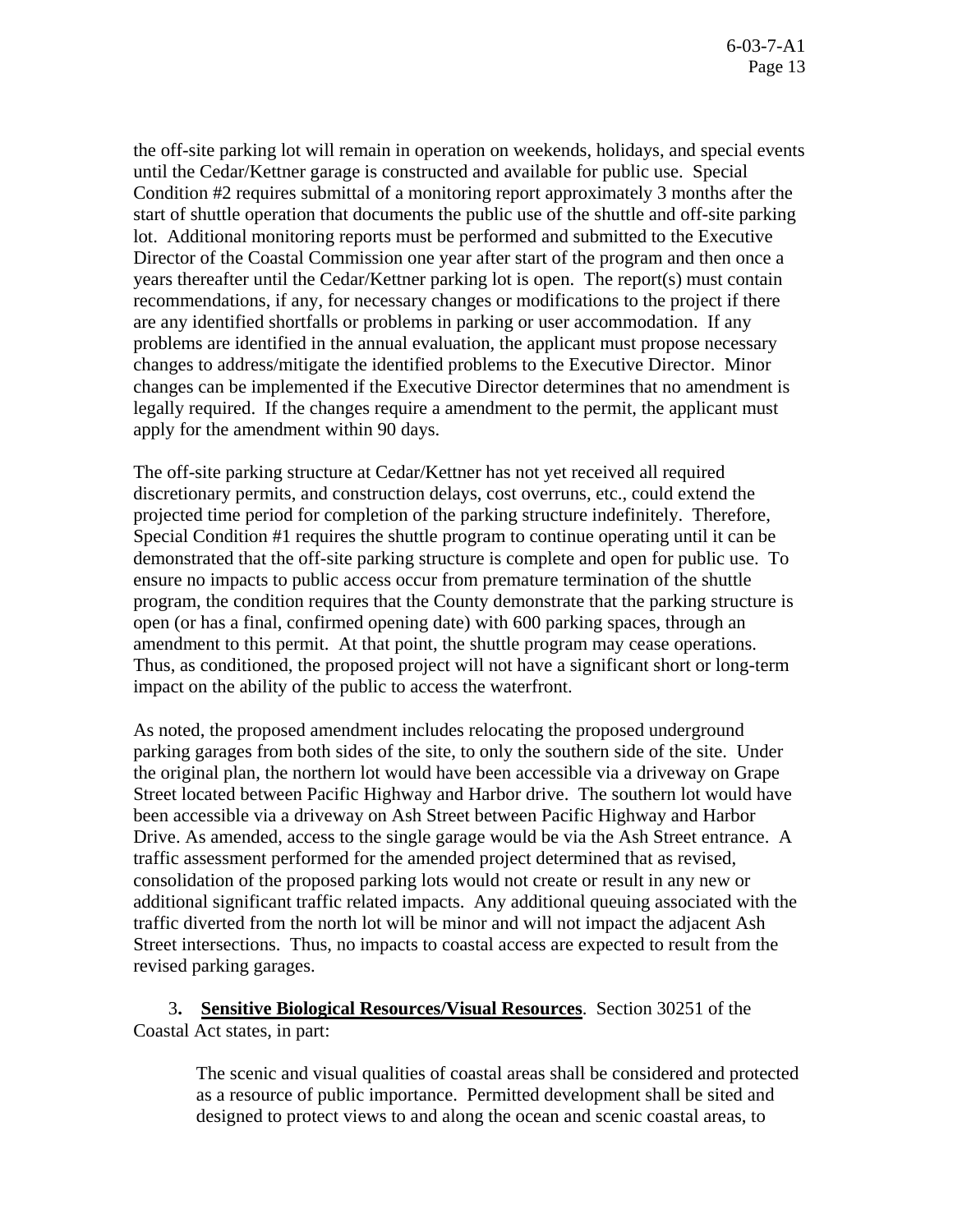the off-site parking lot will remain in operation on weekends, holidays, and special events until the Cedar/Kettner garage is constructed and available for public use. Special Condition #2 requires submittal of a monitoring report approximately 3 months after the start of shuttle operation that documents the public use of the shuttle and off-site parking lot. Additional monitoring reports must be performed and submitted to the Executive Director of the Coastal Commission one year after start of the program and then once a years thereafter until the Cedar/Kettner parking lot is open. The report(s) must contain recommendations, if any, for necessary changes or modifications to the project if there are any identified shortfalls or problems in parking or user accommodation. If any problems are identified in the annual evaluation, the applicant must propose necessary changes to address/mitigate the identified problems to the Executive Director. Minor changes can be implemented if the Executive Director determines that no amendment is legally required. If the changes require a amendment to the permit, the applicant must apply for the amendment within 90 days.

The off-site parking structure at Cedar/Kettner has not yet received all required discretionary permits, and construction delays, cost overruns, etc., could extend the projected time period for completion of the parking structure indefinitely. Therefore, Special Condition #1 requires the shuttle program to continue operating until it can be demonstrated that the off-site parking structure is complete and open for public use. To ensure no impacts to public access occur from premature termination of the shuttle program, the condition requires that the County demonstrate that the parking structure is open (or has a final, confirmed opening date) with 600 parking spaces, through an amendment to this permit. At that point, the shuttle program may cease operations. Thus, as conditioned, the proposed project will not have a significant short or long-term impact on the ability of the public to access the waterfront.

As noted, the proposed amendment includes relocating the proposed underground parking garages from both sides of the site, to only the southern side of the site. Under the original plan, the northern lot would have been accessible via a driveway on Grape Street located between Pacific Highway and Harbor drive. The southern lot would have been accessible via a driveway on Ash Street between Pacific Highway and Harbor Drive. As amended, access to the single garage would be via the Ash Street entrance. A traffic assessment performed for the amended project determined that as revised, consolidation of the proposed parking lots would not create or result in any new or additional significant traffic related impacts. Any additional queuing associated with the traffic diverted from the north lot will be minor and will not impact the adjacent Ash Street intersections. Thus, no impacts to coastal access are expected to result from the revised parking garages.

3. **Sensitive Biological Resources/Visual Resources**. Section 30251 of the Coastal Act states, in part:

> The scenic and visual qualities of coastal areas shall be considered and protected as a resource of public importance. Permitted development shall be sited and designed to protect views to and along the ocean and scenic coastal areas, to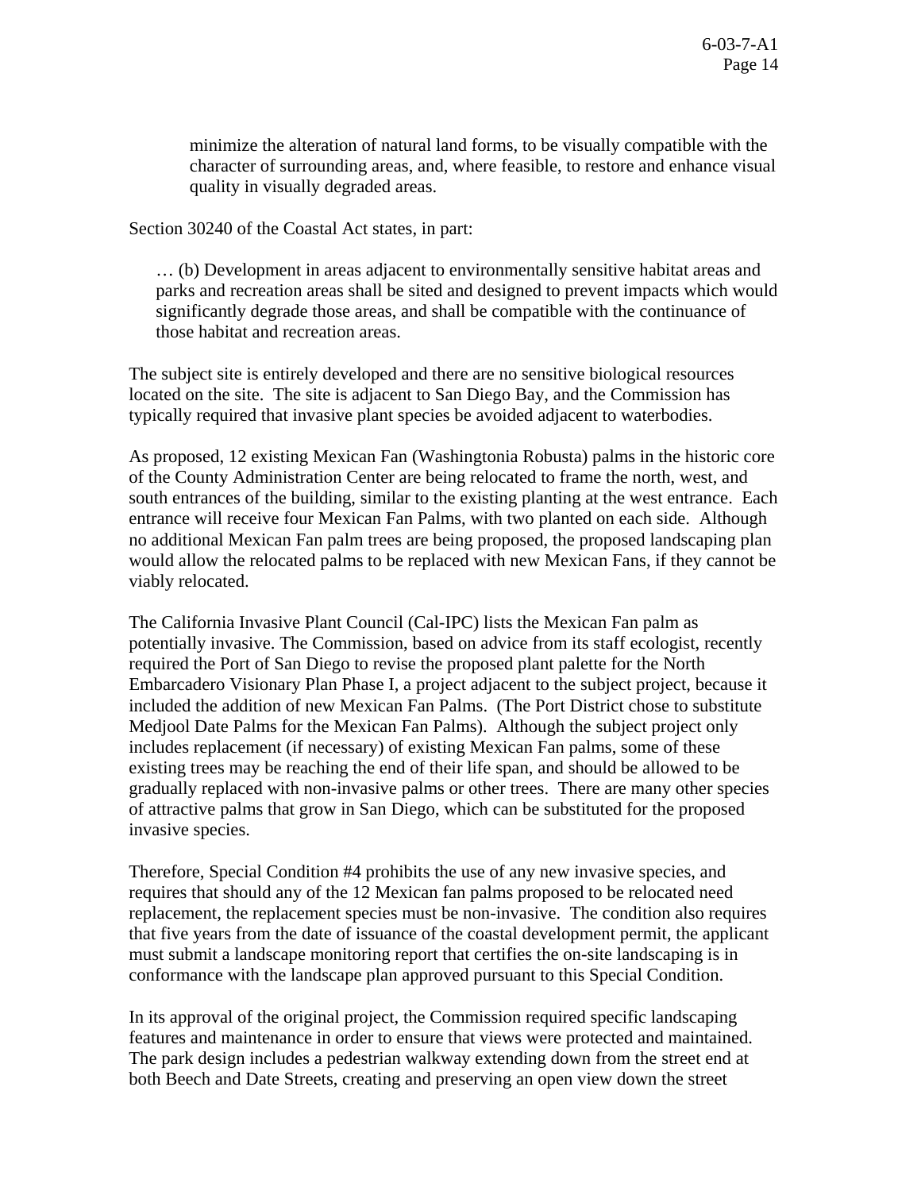> minimize the alteration of natural land forms, to be visually compatible with the character of surrounding areas, and, where feasible, to restore and enhance visual quality in visually degraded areas.

Section 30240 of the Coastal Act states, in part:

> … (b) Development in areas adjacent to environmentally sensitive habitat areas and parks and recreation areas shall be sited and designed to prevent impacts which would significantly degrade those areas, and shall be compatible with the continuance of those habitat and recreation areas.

The subject site is entirely developed and there are no sensitive biological resources located on the site. The site is adjacent to San Diego Bay, and the Commission has typically required that invasive plant species be avoided adjacent to waterbodies.

As proposed, 12 existing Mexican Fan (Washingtonia Robusta) palms in the historic core of the County Administration Center are being relocated to frame the north, west, and south entrances of the building, similar to the existing planting at the west entrance. Each entrance will receive four Mexican Fan Palms, with two planted on each side. Although no additional Mexican Fan palm trees are being proposed, the proposed landscaping plan would allow the relocated palms to be replaced with new Mexican Fans, if they cannot be viably relocated.

The California Invasive Plant Council (Cal-IPC) lists the Mexican Fan palm as potentially invasive. The Commission, based on advice from its staff ecologist, recently required the Port of San Diego to revise the proposed plant palette for the North Embarcadero Visionary Plan Phase I, a project adjacent to the subject project, because it included the addition of new Mexican Fan Palms. (The Port District chose to substitute Medjool Date Palms for the Mexican Fan Palms). Although the subject project only includes replacement (if necessary) of existing Mexican Fan palms, some of these existing trees may be reaching the end of their life span, and should be allowed to be gradually replaced with non-invasive palms or other trees. There are many other species of attractive palms that grow in San Diego, which can be substituted for the proposed invasive species.

Therefore, Special Condition #4 prohibits the use of any new invasive species, and requires that should any of the 12 Mexican fan palms proposed to be relocated need replacement, the replacement species must be non-invasive. The condition also requires that five years from the date of issuance of the coastal development permit, the applicant must submit a landscape monitoring report that certifies the on-site landscaping is in conformance with the landscape plan approved pursuant to this Special Condition.

In its approval of the original project, the Commission required specific landscaping features and maintenance in order to ensure that views were protected and maintained. The park design includes a pedestrian walkway extending down from the street end at both Beech and Date Streets, creating and preserving an open view down the street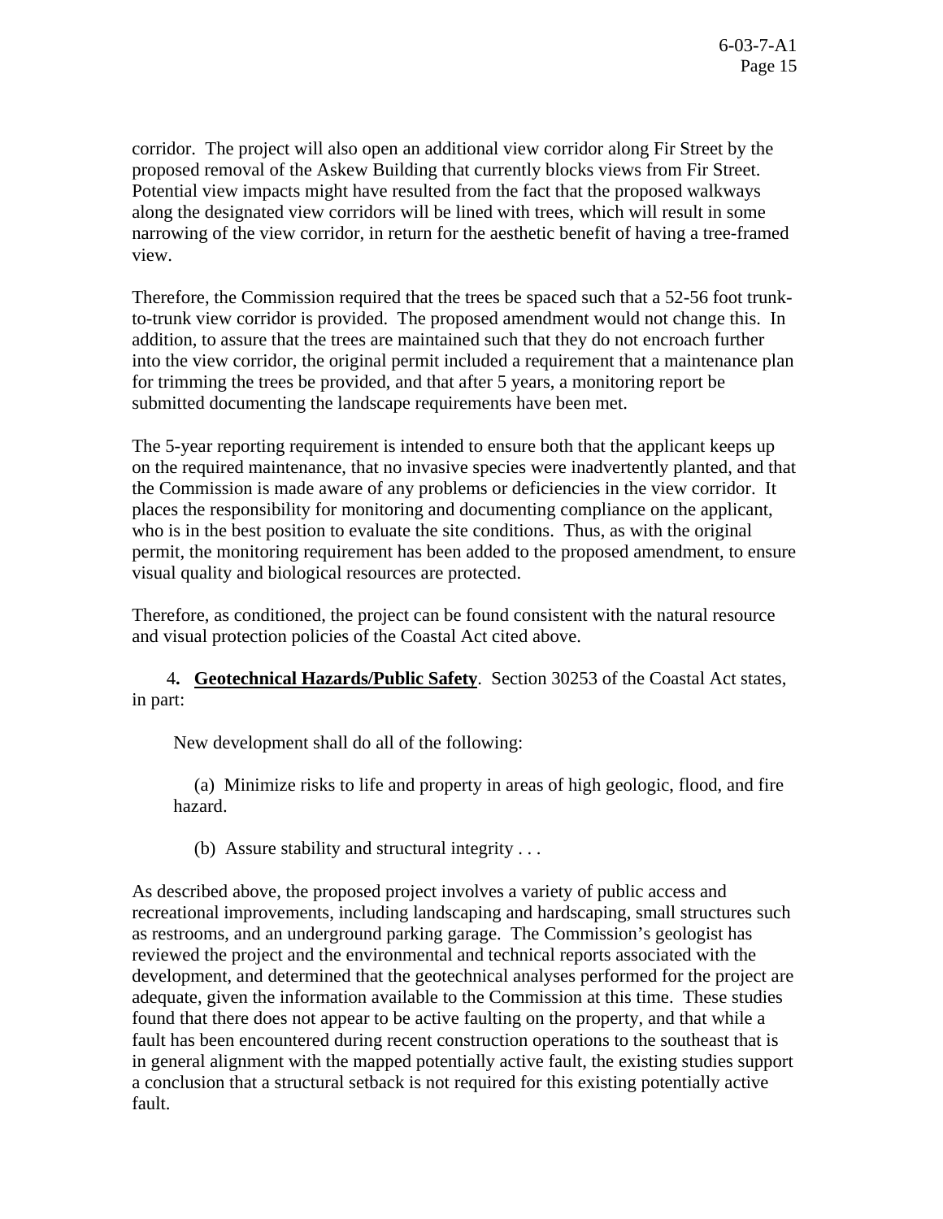corridor. The project will also open an additional view corridor along Fir Street by the proposed removal of the Askew Building that currently blocks views from Fir Street. Potential view impacts might have resulted from the fact that the proposed walkways along the designated view corridors will be lined with trees, which will result in some narrowing of the view corridor, in return for the aesthetic benefit of having a tree-framed view.

Therefore, the Commission required that the trees be spaced such that a 52-56 foot trunk-to-trunk view corridor is provided. The proposed amendment would not change this. In addition, to assure that the trees are maintained such that they do not encroach further into the view corridor, the original permit included a requirement that a maintenance plan for trimming the trees be provided, and that after 5 years, a monitoring report be submitted documenting the landscape requirements have been met.

The 5-year reporting requirement is intended to ensure both that the applicant keeps up on the required maintenance, that no invasive species were inadvertently planted, and that the Commission is made aware of any problems or deficiencies in the view corridor. It places the responsibility for monitoring and documenting compliance on the applicant, who is in the best position to evaluate the site conditions. Thus, as with the original permit, the monitoring requirement has been added to the proposed amendment, to ensure visual quality and biological resources are protected.

Therefore, as conditioned, the project can be found consistent with the natural resource and visual protection policies of the Coastal Act cited above.

**4. Geotechnical Hazards/Public Safety**. Section 30253 of the Coastal Act states, in part:

> New development shall do all of the following:
>
> (a) Minimize risks to life and property in areas of high geologic, flood, and fire hazard.
>
> (b) Assure stability and structural integrity . . .

As described above, the proposed project involves a variety of public access and recreational improvements, including landscaping and hardscaping, small structures such as restrooms, and an underground parking garage. The Commission's geologist has reviewed the project and the environmental and technical reports associated with the development, and determined that the geotechnical analyses performed for the project are adequate, given the information available to the Commission at this time. These studies found that there does not appear to be active faulting on the property, and that while a fault has been encountered during recent construction operations to the southeast that is in general alignment with the mapped potentially active fault, the existing studies support a conclusion that a structural setback is not required for this existing potentially active fault.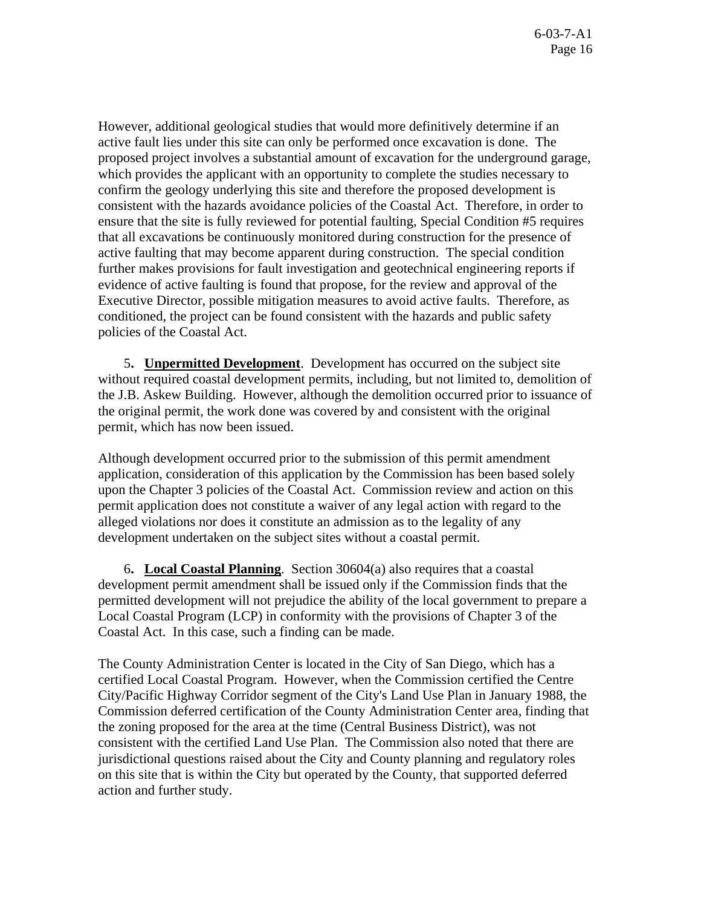However, additional geological studies that would more definitively determine if an active fault lies under this site can only be performed once excavation is done. The proposed project involves a substantial amount of excavation for the underground garage, which provides the applicant with an opportunity to complete the studies necessary to confirm the geology underlying this site and therefore the proposed development is consistent with the hazards avoidance policies of the Coastal Act. Therefore, in order to ensure that the site is fully reviewed for potential faulting, Special Condition #5 requires that all excavations be continuously monitored during construction for the presence of active faulting that may become apparent during construction. The special condition further makes provisions for fault investigation and geotechnical engineering reports if evidence of active faulting is found that propose, for the review and approval of the Executive Director, possible mitigation measures to avoid active faults. Therefore, as conditioned, the project can be found consistent with the hazards and public safety policies of the Coastal Act.

5. **Unpermitted Development**. Development has occurred on the subject site without required coastal development permits, including, but not limited to, demolition of the J.B. Askew Building. However, although the demolition occurred prior to issuance of the original permit, the work done was covered by and consistent with the original permit, which has now been issued.

Although development occurred prior to the submission of this permit amendment application, consideration of this application by the Commission has been based solely upon the Chapter 3 policies of the Coastal Act. Commission review and action on this permit application does not constitute a waiver of any legal action with regard to the alleged violations nor does it constitute an admission as to the legality of any development undertaken on the subject sites without a coastal permit.

6. **Local Coastal Planning**. Section 30604(a) also requires that a coastal development permit amendment shall be issued only if the Commission finds that the permitted development will not prejudice the ability of the local government to prepare a Local Coastal Program (LCP) in conformity with the provisions of Chapter 3 of the Coastal Act. In this case, such a finding can be made.

The County Administration Center is located in the City of San Diego, which has a certified Local Coastal Program. However, when the Commission certified the Centre City/Pacific Highway Corridor segment of the City's Land Use Plan in January 1988, the Commission deferred certification of the County Administration Center area, finding that the zoning proposed for the area at the time (Central Business District), was not consistent with the certified Land Use Plan. The Commission also noted that there are jurisdictional questions raised about the City and County planning and regulatory roles on this site that is within the City but operated by the County, that supported deferred action and further study.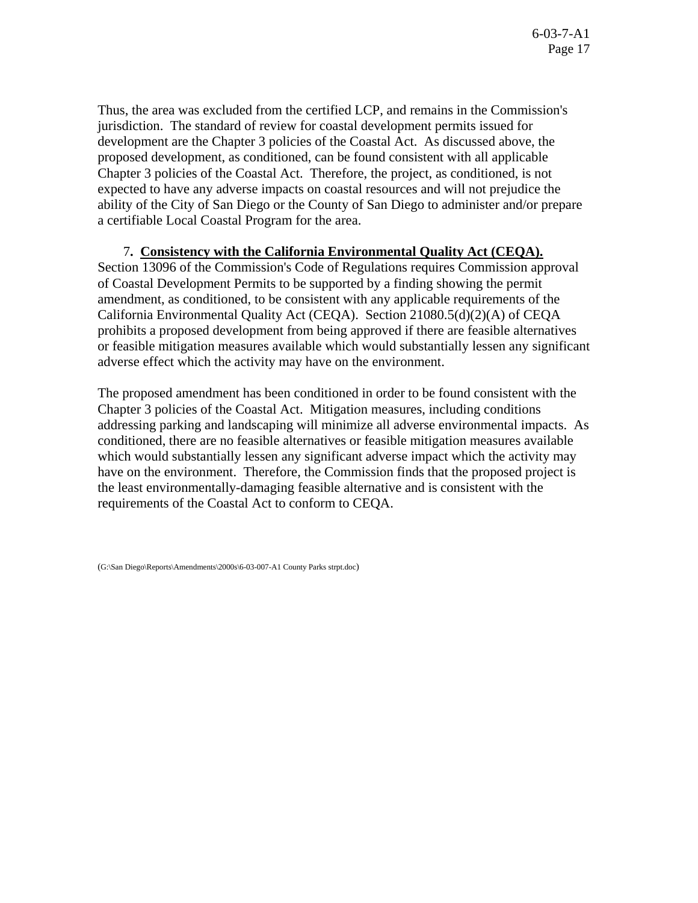Thus, the area was excluded from the certified LCP, and remains in the Commission's jurisdiction. The standard of review for coastal development permits issued for development are the Chapter 3 policies of the Coastal Act. As discussed above, the proposed development, as conditioned, can be found consistent with all applicable Chapter 3 policies of the Coastal Act. Therefore, the project, as conditioned, is not expected to have any adverse impacts on coastal resources and will not prejudice the ability of the City of San Diego or the County of San Diego to administer and/or prepare a certifiable Local Coastal Program for the area.

7**.** **Consistency with the California Environmental Quality Act (CEQA).** Section 13096 of the Commission's Code of Regulations requires Commission approval of Coastal Development Permits to be supported by a finding showing the permit amendment, as conditioned, to be consistent with any applicable requirements of the California Environmental Quality Act (CEQA). Section 21080.5(d)(2)(A) of CEQA prohibits a proposed development from being approved if there are feasible alternatives or feasible mitigation measures available which would substantially lessen any significant adverse effect which the activity may have on the environment.

The proposed amendment has been conditioned in order to be found consistent with the Chapter 3 policies of the Coastal Act. Mitigation measures, including conditions addressing parking and landscaping will minimize all adverse environmental impacts. As conditioned, there are no feasible alternatives or feasible mitigation measures available which would substantially lessen any significant adverse impact which the activity may have on the environment. Therefore, the Commission finds that the proposed project is the least environmentally-damaging feasible alternative and is consistent with the requirements of the Coastal Act to conform to CEQA.

(G:\San Diego\Reports\Amendments\2000s\6-03-007-A1 County Parks strpt.doc)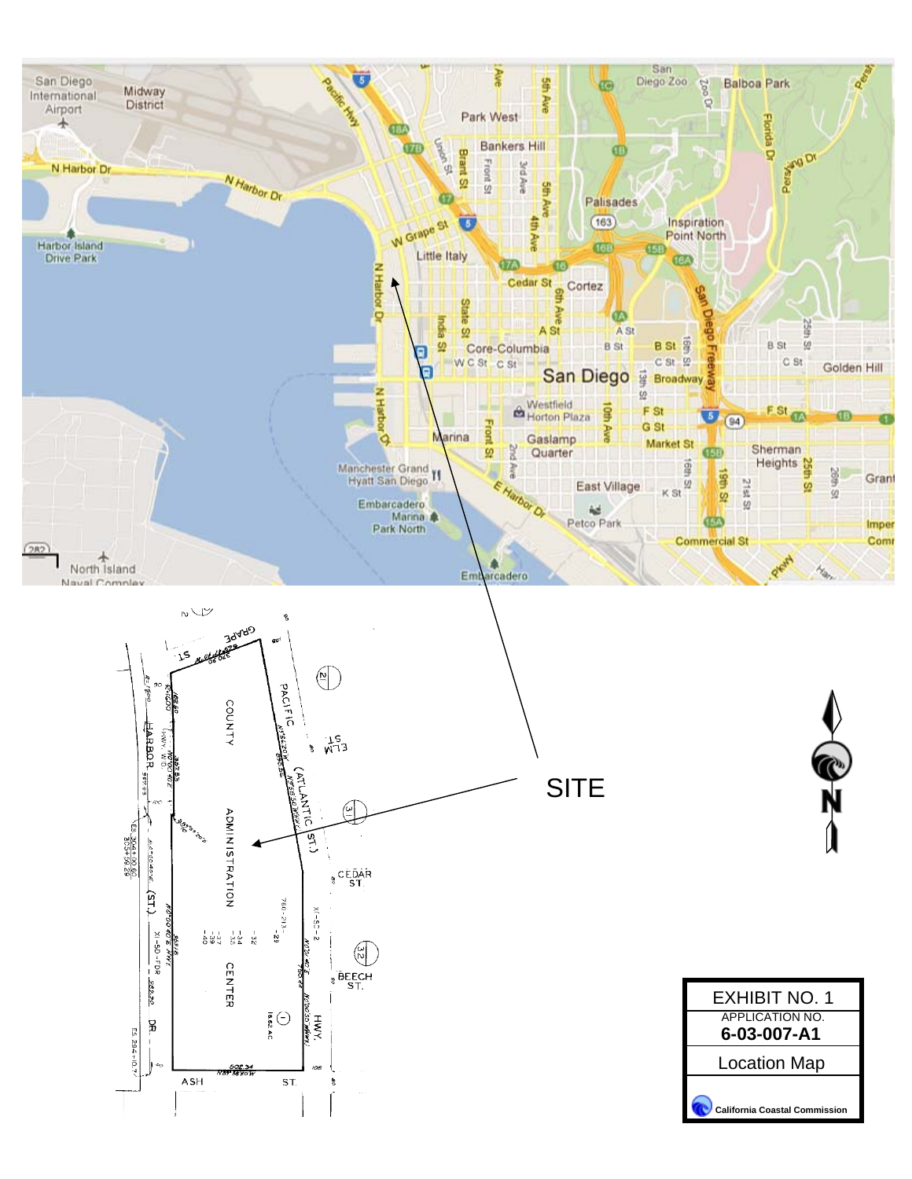SITE

| EXHIBIT NO. 1 |
| --- |
| APPLICATION NO. **6-03-007-A1** |
| Location Map |
| California Coastal Commission |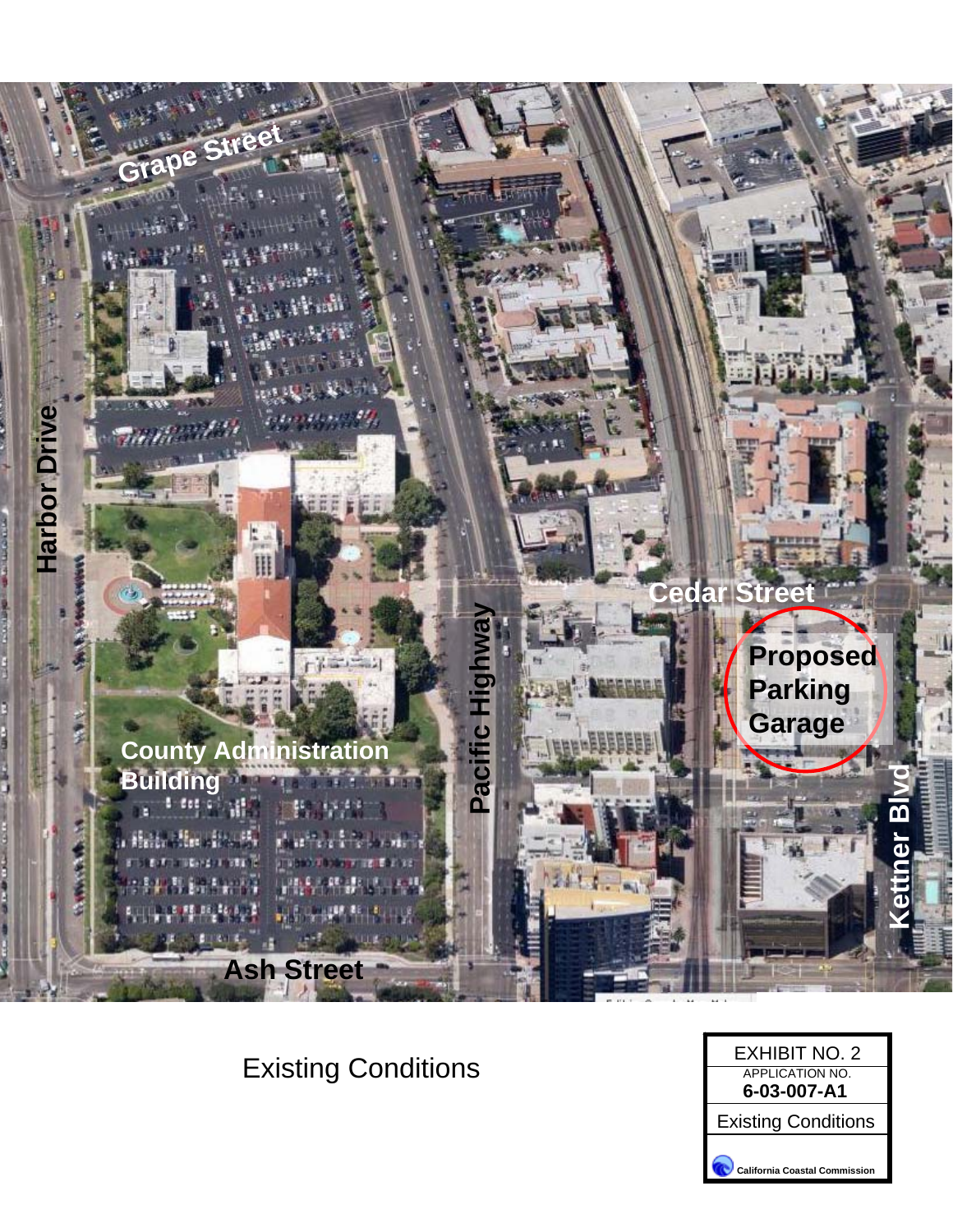Grape Street

Harbor Drive

Pacific Highway

Cedar Street

Proposed Parking Garage

County Administration Building

Ash Street

Kettner Blvd

Existing Conditions

| EXHIBIT NO. 2 |
| --- |
| APPLICATION NO. **6-03-007-A1** |
| Existing Conditions |
| California Coastal Commission |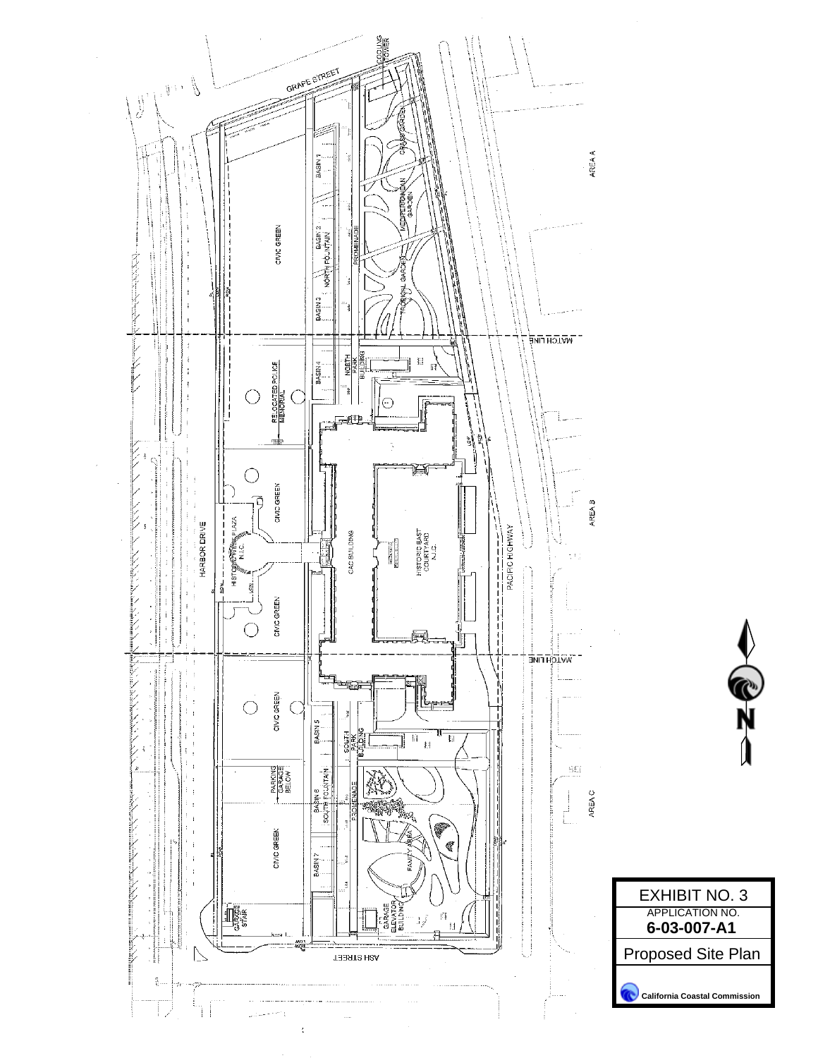GRAPE STREET

COOLING TOWER

GRASS GARDEN

MEDITERRANEAN GARDEN

TROPICAL GARDEN

BASIN 1

BASIN 2 NORTH FOUNTAIN

BASIN 3

PROMENADE

CIVIC GREEN

AREA A

MATCH LINE

BASIN 4

NORTH PARK BUILDING

RELOCATED POLICE MEMORIAL

CIVIC GREEN

HISTORIC WEST PLAZA N.I.C.

HARBOR DRIVE

CAC BUILDING

HISTORIC EAST COURTYARD N.I.C.

PACIFIC HIGHWAY

AREA B

CIVIC GREEN

MATCH LINE

CIVIC GREEN

BASIN 5

SOUTH PARK BUILDING

PARKING GARAGE BELOW

BASIN 6 SOUTH FOUNTAIN

PROMENADE

FAMILY AREA

CIVIC GREEN

BASIN 7

AREA C

GARAGE STAIR

GARAGE ELEVATOR BUILDING

ASH STREET

N

| EXHIBIT NO. 3 |
| --- |
| APPLICATION NO. **6-03-007-A1** |
| Proposed Site Plan |
| California Coastal Commission |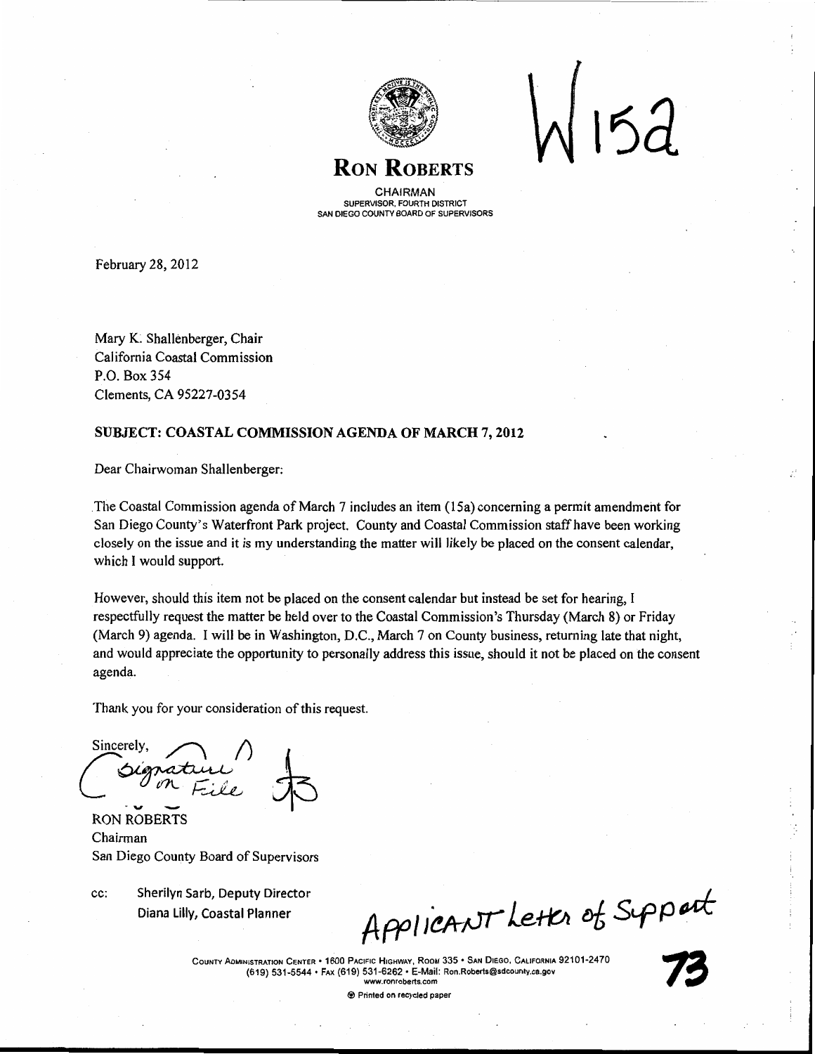W15a

# RON ROBERTS

CHAIRMAN
SUPERVISOR, FOURTH DISTRICT
SAN DIEGO COUNTY BOARD OF SUPERVISORS

February 28, 2012

Mary K. Shallenberger, Chair
California Coastal Commission
P.O. Box 354
Clements, CA 95227-0354

**SUBJECT: COASTAL COMMISSION AGENDA OF MARCH 7, 2012**

Dear Chairwoman Shallenberger:

The Coastal Commission agenda of March 7 includes an item (15a) concerning a permit amendment for San Diego County's Waterfront Park project. County and Coastal Commission staff have been working closely on the issue and it is my understanding the matter will likely be placed on the consent calendar, which I would support.

However, should this item not be placed on the consent calendar but instead be set for hearing, I respectfully request the matter be held over to the Coastal Commission's Thursday (March 8) or Friday (March 9) agenda. I will be in Washington, D.C., March 7 on County business, returning late that night, and would appreciate the opportunity to personally address this issue, should it not be placed on the consent agenda.

Thank you for your consideration of this request.

Sincerely,

Signature on File

RON ROBERTS
Chairman
San Diego County Board of Supervisors

cc: Sherilyn Sarb, Deputy Director
Diana Lilly, Coastal Planner

Applicant Letter of Support

73

COUNTY ADMINISTRATION CENTER • 1600 PACIFIC HIGHWAY, ROOM 335 • SAN DIEGO, CALIFORNIA 92101-2470
(619) 531-5544 • FAX (619) 531-6262 • E-Mail: Ron.Roberts@sdcounty.ca.gov
www.ronroberts.com

Printed on recycled paper